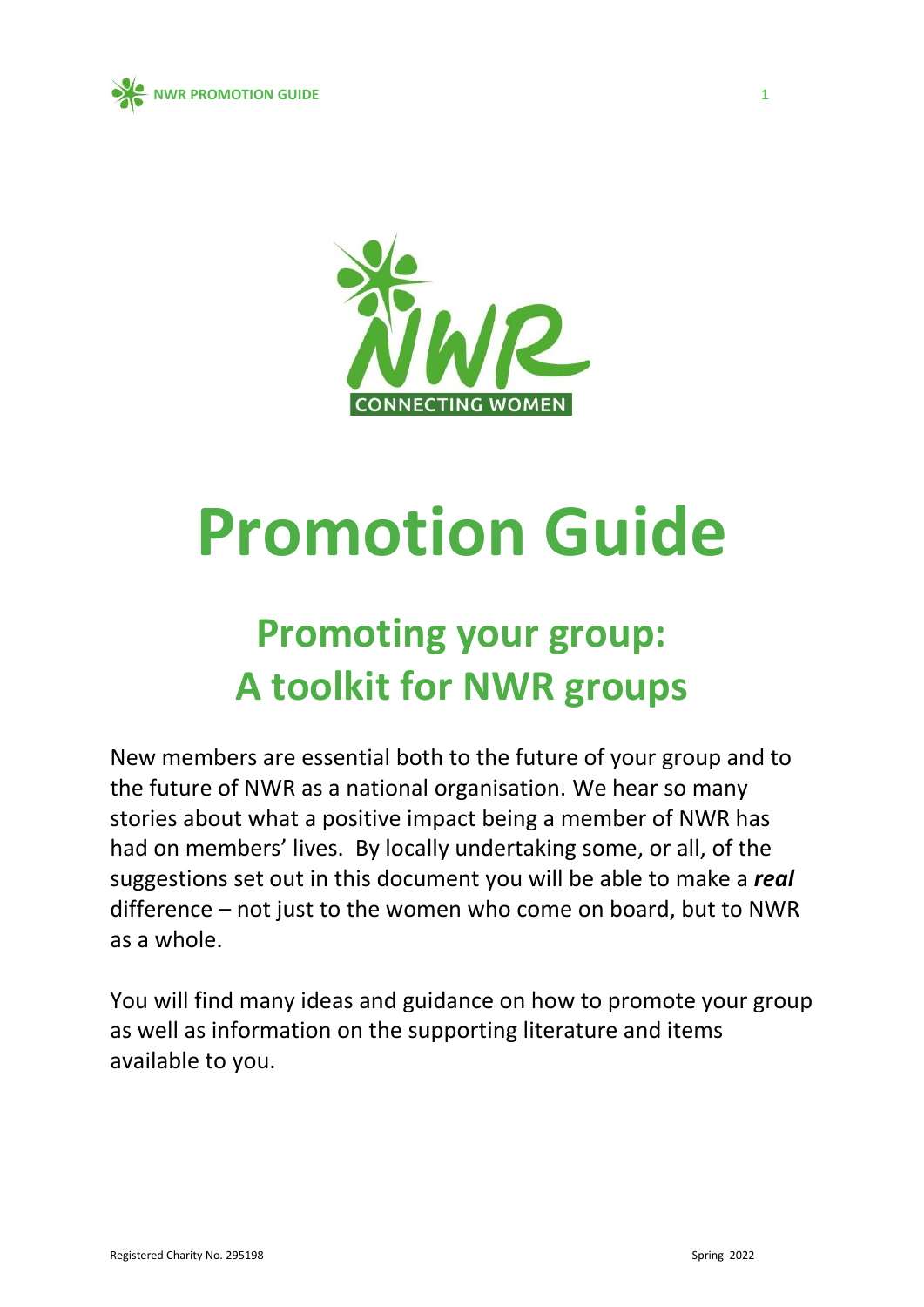# Promotion Guide

## Promoting your group: A toolkit for NWR groups

New members are essential both to the future of your group and to the future of NWR as a national organisation. We hear so many stories about what a positive impact being a member of NWR has had on members' lives. By locally undertaking some, or all, of the suggestions set out in this document you will be able to make a ***real*** difference – not just to the women who come on board, but to NWR as a whole.

You will find many ideas and guidance on how to promote your group as well as information on the supporting literature and items available to you.

Registered Charity No. 295198

Spring 2022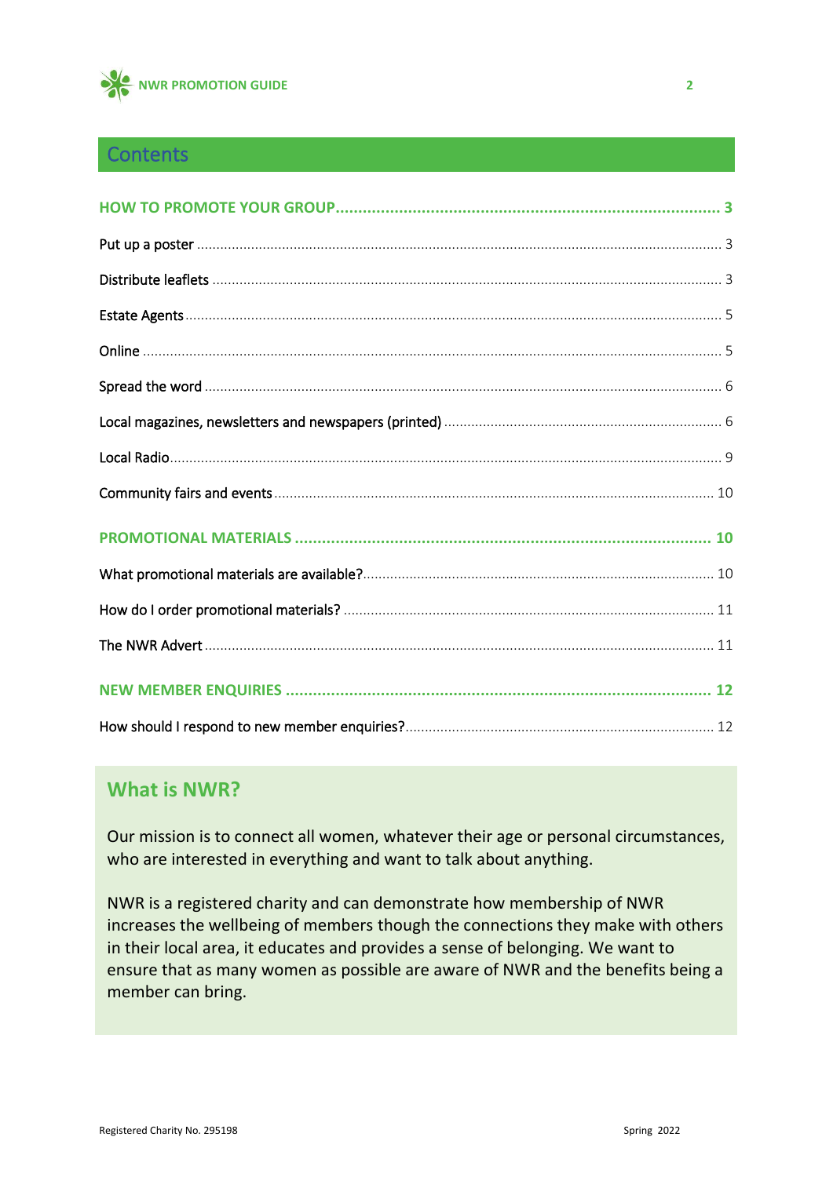## Contents

**HOW TO PROMOTE YOUR GROUP** ..... 3

Put up a poster ..... 3

Distribute leaflets ..... 3

Estate Agents ..... 5

Online ..... 5

Spread the word ..... 6

Local magazines, newsletters and newspapers (printed) ..... 6

Local Radio ..... 9

Community fairs and events ..... 10

**PROMOTIONAL MATERIALS** ..... 10

What promotional materials are available? ..... 10

How do I order promotional materials? ..... 11

The NWR Advert ..... 11

**NEW MEMBER ENQUIRIES** ..... 12

How should I respond to new member enquiries? ..... 12

## What is NWR?

Our mission is to connect all women, whatever their age or personal circumstances, who are interested in everything and want to talk about anything.

NWR is a registered charity and can demonstrate how membership of NWR increases the wellbeing of members though the connections they make with others in their local area, it educates and provides a sense of belonging. We want to ensure that as many women as possible are aware of NWR and the benefits being a member can bring.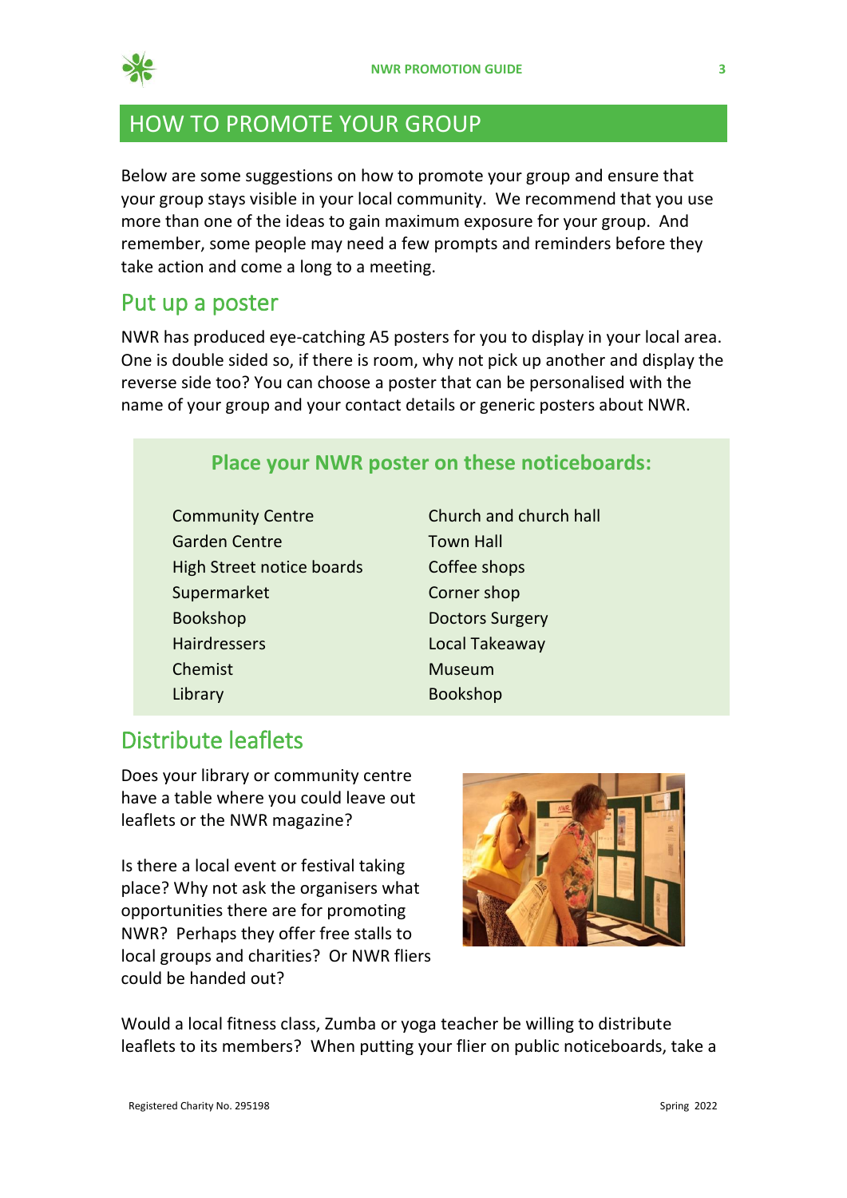# HOW TO PROMOTE YOUR GROUP

Below are some suggestions on how to promote your group and ensure that your group stays visible in your local community. We recommend that you use more than one of the ideas to gain maximum exposure for your group. And remember, some people may need a few prompts and reminders before they take action and come a long to a meeting.

## Put up a poster

NWR has produced eye-catching A5 posters for you to display in your local area. One is double sided so, if there is room, why not pick up another and display the reverse side too? You can choose a poster that can be personalised with the name of your group and your contact details or generic posters about NWR.

### Place your NWR poster on these noticeboards:

- Community Centre
- Garden Centre
- High Street notice boards
- Supermarket
- Bookshop
- Hairdressers
- Chemist
- Library
- Church and church hall
- Town Hall
- Coffee shops
- Corner shop
- Doctors Surgery
- Local Takeaway
- Museum
- Bookshop

## Distribute leaflets

Does your library or community centre have a table where you could leave out leaflets or the NWR magazine?

Is there a local event or festival taking place? Why not ask the organisers what opportunities there are for promoting NWR? Perhaps they offer free stalls to local groups and charities? Or NWR fliers could be handed out?

Would a local fitness class, Zumba or yoga teacher be willing to distribute leaflets to its members? When putting your flier on public noticeboards, take a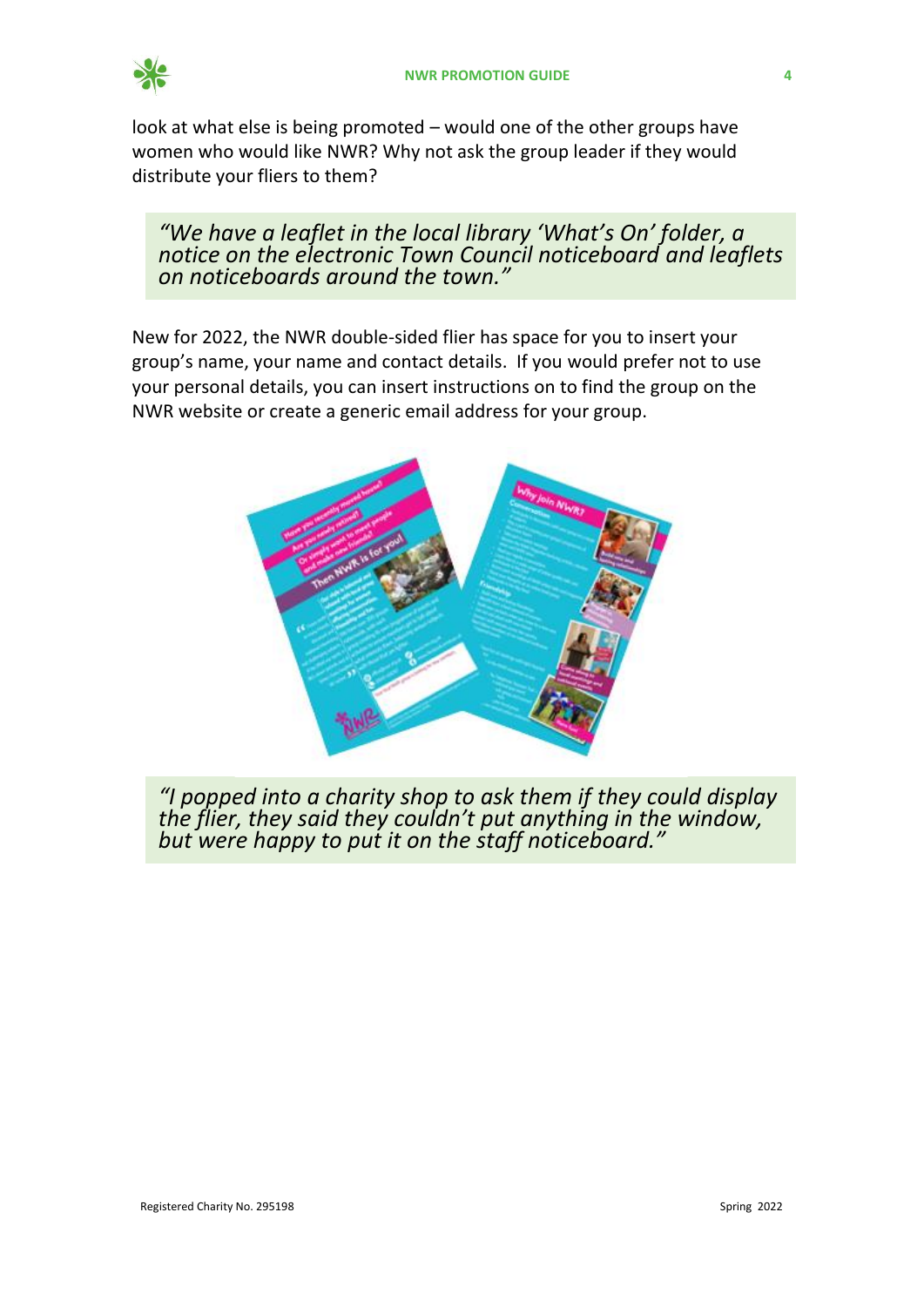look at what else is being promoted – would one of the other groups have women who would like NWR? Why not ask the group leader if they would distribute your fliers to them?

> *"We have a leaflet in the local library 'What's On' folder, a notice on the electronic Town Council noticeboard and leaflets on noticeboards around the town."*

New for 2022, the NWR double-sided flier has space for you to insert your group's name, your name and contact details. If you would prefer not to use your personal details, you can insert instructions on to find the group on the NWR website or create a generic email address for your group.

> *"I popped into a charity shop to ask them if they could display the flier, they said they couldn't put anything in the window, but were happy to put it on the staff noticeboard."*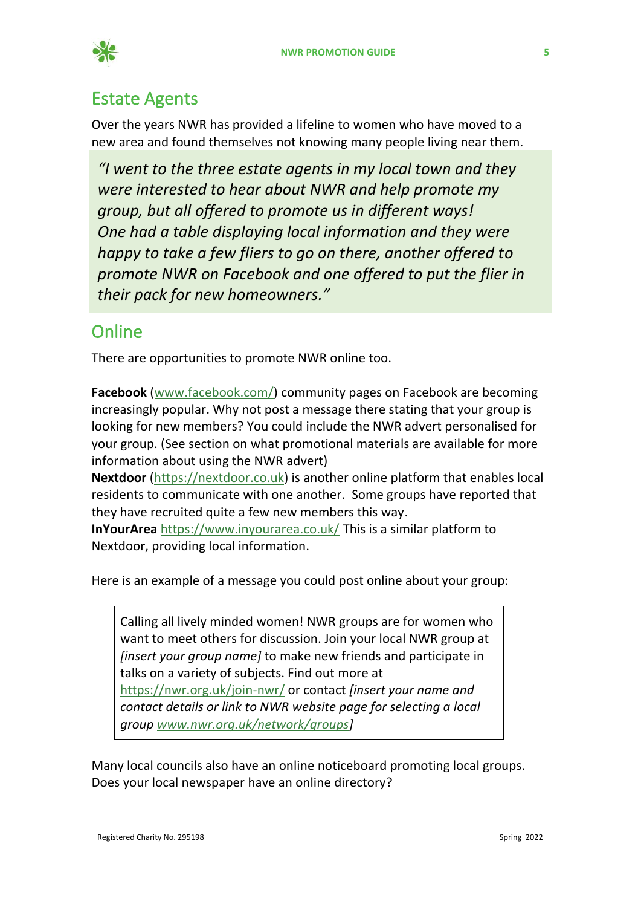## Estate Agents

Over the years NWR has provided a lifeline to women who have moved to a new area and found themselves not knowing many people living near them.

> *"I went to the three estate agents in my local town and they were interested to hear about NWR and help promote my group, but all offered to promote us in different ways! One had a table displaying local information and they were happy to take a few fliers to go on there, another offered to promote NWR on Facebook and one offered to put the flier in their pack for new homeowners."*

## Online

There are opportunities to promote NWR online too.

**Facebook** (www.facebook.com/) community pages on Facebook are becoming increasingly popular. Why not post a message there stating that your group is looking for new members? You could include the NWR advert personalised for your group. (See section on what promotional materials are available for more information about using the NWR advert)
**Nextdoor** (https://nextdoor.co.uk) is another online platform that enables local residents to communicate with one another. Some groups have reported that they have recruited quite a few new members this way.
**InYourArea** https://www.inyourarea.co.uk/ This is a similar platform to Nextdoor, providing local information.

Here is an example of a message you could post online about your group:

> Calling all lively minded women! NWR groups are for women who want to meet others for discussion. Join your local NWR group at *[insert your group name]* to make new friends and participate in talks on a variety of subjects. Find out more at https://nwr.org.uk/join-nwr/ or contact *[insert your name and contact details or link to NWR website page for selecting a local group www.nwr.org.uk/network/groups]*

Many local councils also have an online noticeboard promoting local groups. Does your local newspaper have an online directory?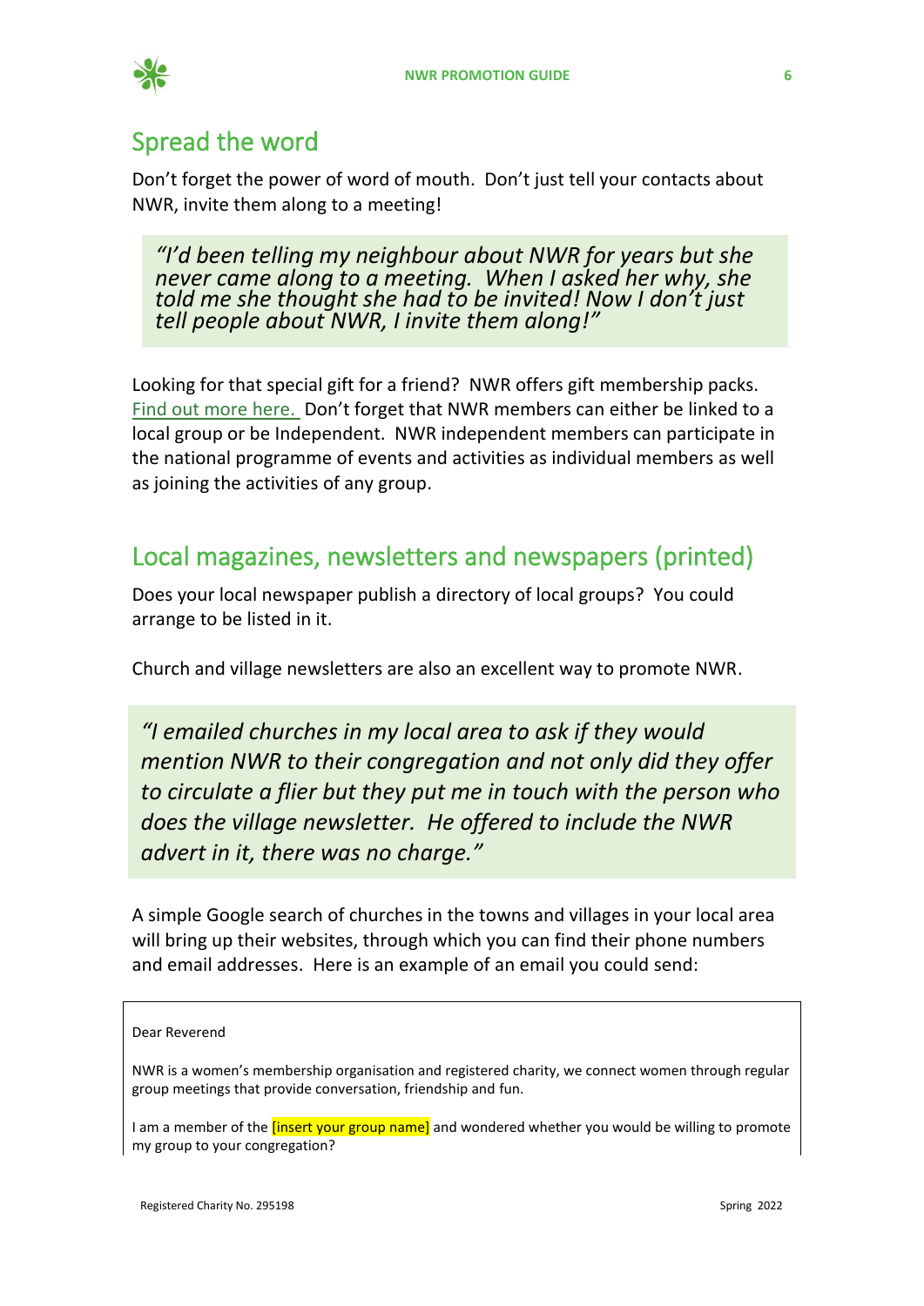## Spread the word

Don't forget the power of word of mouth. Don't just tell your contacts about NWR, invite them along to a meeting!

> *"I'd been telling my neighbour about NWR for years but she never came along to a meeting. When I asked her why, she told me she thought she had to be invited! Now I don't just tell people about NWR, I invite them along!"*

Looking for that special gift for a friend? NWR offers gift membership packs. Find out more here. Don't forget that NWR members can either be linked to a local group or be Independent. NWR independent members can participate in the national programme of events and activities as individual members as well as joining the activities of any group.

## Local magazines, newsletters and newspapers (printed)

Does your local newspaper publish a directory of local groups? You could arrange to be listed in it.

Church and village newsletters are also an excellent way to promote NWR.

> *"I emailed churches in my local area to ask if they would mention NWR to their congregation and not only did they offer to circulate a flier but they put me in touch with the person who does the village newsletter. He offered to include the NWR advert in it, there was no charge."*

A simple Google search of churches in the towns and villages in your local area will bring up their websites, through which you can find their phone numbers and email addresses. Here is an example of an email you could send:

> Dear Reverend
>
> NWR is a women's membership organisation and registered charity, we connect women through regular group meetings that provide conversation, friendship and fun.
>
> I am a member of the [insert your group name] and wondered whether you would be willing to promote my group to your congregation?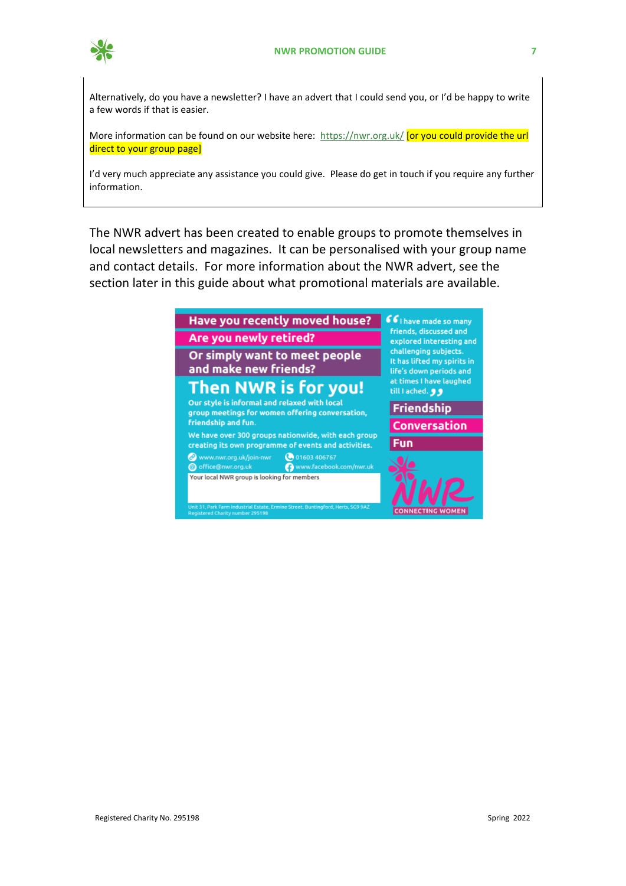Alternatively, do you have a newsletter? I have an advert that I could send you, or I'd be happy to write a few words if that is easier.

More information can be found on our website here: https://nwr.org.uk/ [or you could provide the url direct to your group page]

I'd very much appreciate any assistance you could give. Please do get in touch if you require any further information.

The NWR advert has been created to enable groups to promote themselves in local newsletters and magazines. It can be personalised with your group name and contact details. For more information about the NWR advert, see the section later in this guide about what promotional materials are available.

**Have you recently moved house?**

**Are you newly retired?**

**Or simply want to meet people and make new friends?**

**Then NWR is for you!**

Our style is informal and relaxed with local group meetings for women offering conversation, friendship and fun.

We have over 300 groups nationwide, with each group creating its own programme of events and activities.

www.nwr.org.uk/join-nwr
01603 406767
office@nwr.org.uk
www.facebook.com/nwr.uk

Your local NWR group is looking for members

Unit 31, Park Farm Industrial Estate, Ermine Street, Buntingford, Herts, SG9 9AZ
Registered Charity number 295198

"I have made so many friends, discussed and explored interesting and challenging subjects. It has lifted my spirits in life's down periods and at times I have laughed till I ached."

**Friendship**

**Conversation**

**Fun**

NWR
CONNECTING WOMEN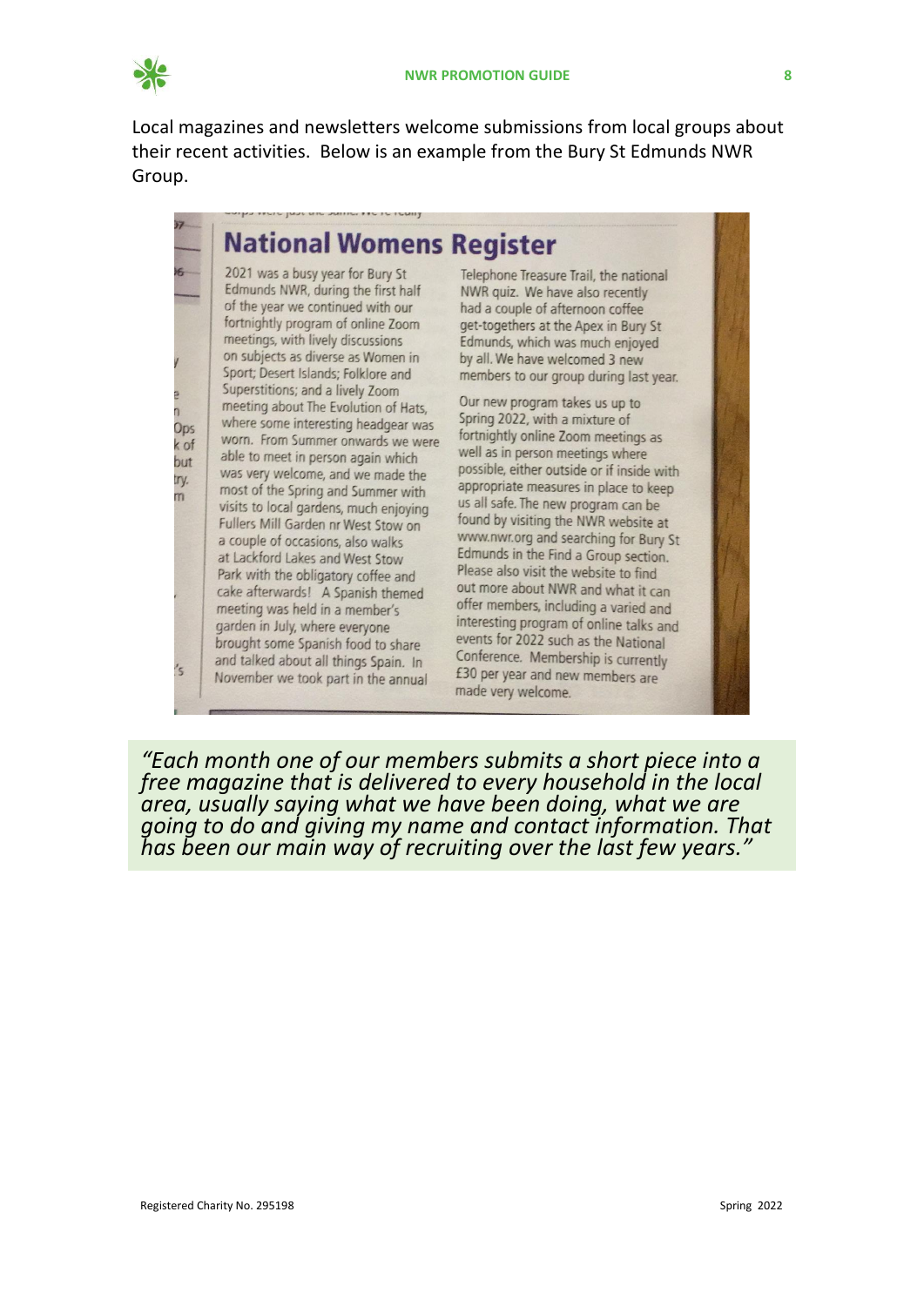Local magazines and newsletters welcome submissions from local groups about their recent activities. Below is an example from the Bury St Edmunds NWR Group.

## National Womens Register

2021 was a busy year for Bury St Edmunds NWR, during the first half of the year we continued with our fortnightly program of online Zoom meetings, with lively discussions on subjects as diverse as Women in Sport; Desert Islands; Folklore and Superstitions; and a lively Zoom meeting about The Evolution of Hats, where some interesting headgear was worn. From Summer onwards we were able to meet in person again which was very welcome, and we made the most of the Spring and Summer with visits to local gardens, much enjoying Fullers Mill Garden nr West Stow on a couple of occasions, also walks at Lackford Lakes and West Stow Park with the obligatory coffee and cake afterwards! A Spanish themed meeting was held in a member's garden in July, where everyone brought some Spanish food to share and talked about all things Spain. In November we took part in the annual Telephone Treasure Trail, the national NWR quiz. We have also recently had a couple of afternoon coffee get-togethers at the Apex in Bury St Edmunds, which was much enjoyed by all. We have welcomed 3 new members to our group during last year.

Our new program takes us up to Spring 2022, with a mixture of fortnightly online Zoom meetings as well as in person meetings where possible, either outside or if inside with appropriate measures in place to keep us all safe. The new program can be found by visiting the NWR website at www.nwr.org and searching for Bury St Edmunds in the Find a Group section. Please also visit the website to find out more about NWR and what it can offer members, including a varied and interesting program of online talks and events for 2022 such as the National Conference. Membership is currently £30 per year and new members are made very welcome.

*"Each month one of our members submits a short piece into a free magazine that is delivered to every household in the local area, usually saying what we have been doing, what we are going to do and giving my name and contact information. That has been our main way of recruiting over the last few years."*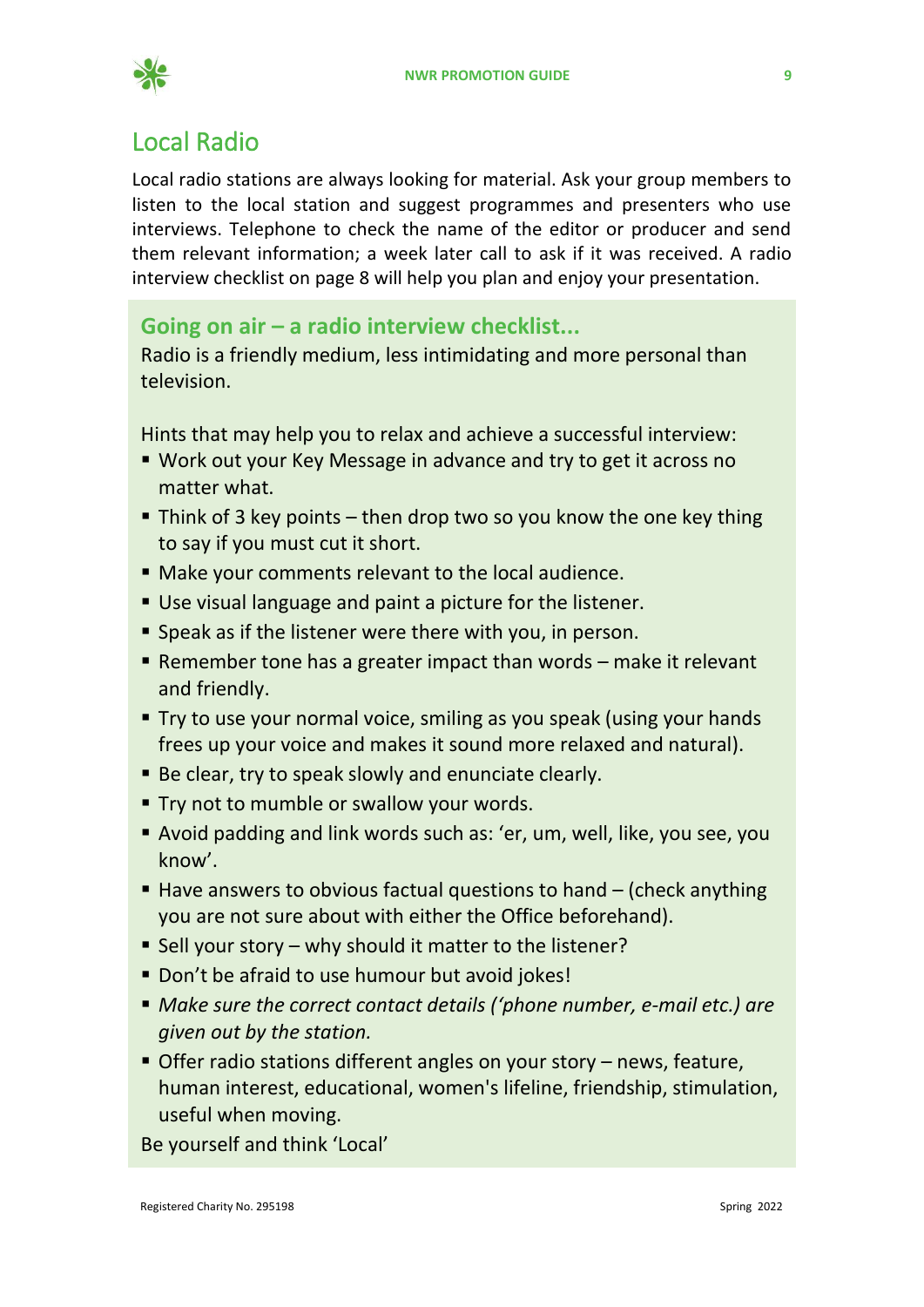## Local Radio

Local radio stations are always looking for material. Ask your group members to listen to the local station and suggest programmes and presenters who use interviews. Telephone to check the name of the editor or producer and send them relevant information; a week later call to ask if it was received. A radio interview checklist on page 8 will help you plan and enjoy your presentation.

### Going on air – a radio interview checklist...

Radio is a friendly medium, less intimidating and more personal than television.

Hints that may help you to relax and achieve a successful interview:

- Work out your Key Message in advance and try to get it across no matter what.
- Think of 3 key points – then drop two so you know the one key thing to say if you must cut it short.
- Make your comments relevant to the local audience.
- Use visual language and paint a picture for the listener.
- Speak as if the listener were there with you, in person.
- Remember tone has a greater impact than words – make it relevant and friendly.
- Try to use your normal voice, smiling as you speak (using your hands frees up your voice and makes it sound more relaxed and natural).
- Be clear, try to speak slowly and enunciate clearly.
- Try not to mumble or swallow your words.
- Avoid padding and link words such as: 'er, um, well, like, you see, you know'.
- Have answers to obvious factual questions to hand – (check anything you are not sure about with either the Office beforehand).
- Sell your story – why should it matter to the listener?
- Don't be afraid to use humour but avoid jokes!
- *Make sure the correct contact details ('phone number, e-mail etc.) are given out by the station.*
- Offer radio stations different angles on your story – news, feature, human interest, educational, women's lifeline, friendship, stimulation, useful when moving.

Be yourself and think 'Local'

Registered Charity No. 295198

Spring 2022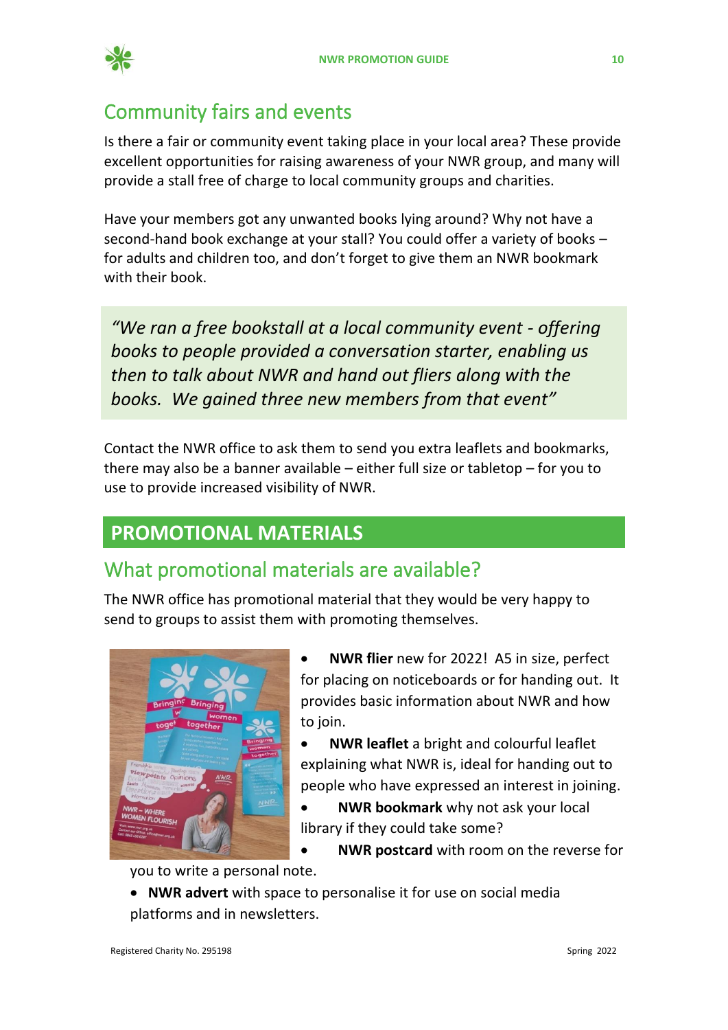## Community fairs and events

Is there a fair or community event taking place in your local area? These provide excellent opportunities for raising awareness of your NWR group, and many will provide a stall free of charge to local community groups and charities.

Have your members got any unwanted books lying around? Why not have a second-hand book exchange at your stall? You could offer a variety of books – for adults and children too, and don't forget to give them an NWR bookmark with their book.

> *"We ran a free bookstall at a local community event - offering books to people provided a conversation starter, enabling us then to talk about NWR and hand out fliers along with the books. We gained three new members from that event"*

Contact the NWR office to ask them to send you extra leaflets and bookmarks, there may also be a banner available – either full size or tabletop – for you to use to provide increased visibility of NWR.

# PROMOTIONAL MATERIALS

## What promotional materials are available?

The NWR office has promotional material that they would be very happy to send to groups to assist them with promoting themselves.

- **NWR flier** new for 2022! A5 in size, perfect for placing on noticeboards or for handing out. It provides basic information about NWR and how to join.
- **NWR leaflet** a bright and colourful leaflet explaining what NWR is, ideal for handing out to people who have expressed an interest in joining.
- **NWR bookmark** why not ask your local library if they could take some?
- **NWR postcard** with room on the reverse for you to write a personal note.
- **NWR advert** with space to personalise it for use on social media platforms and in newsletters.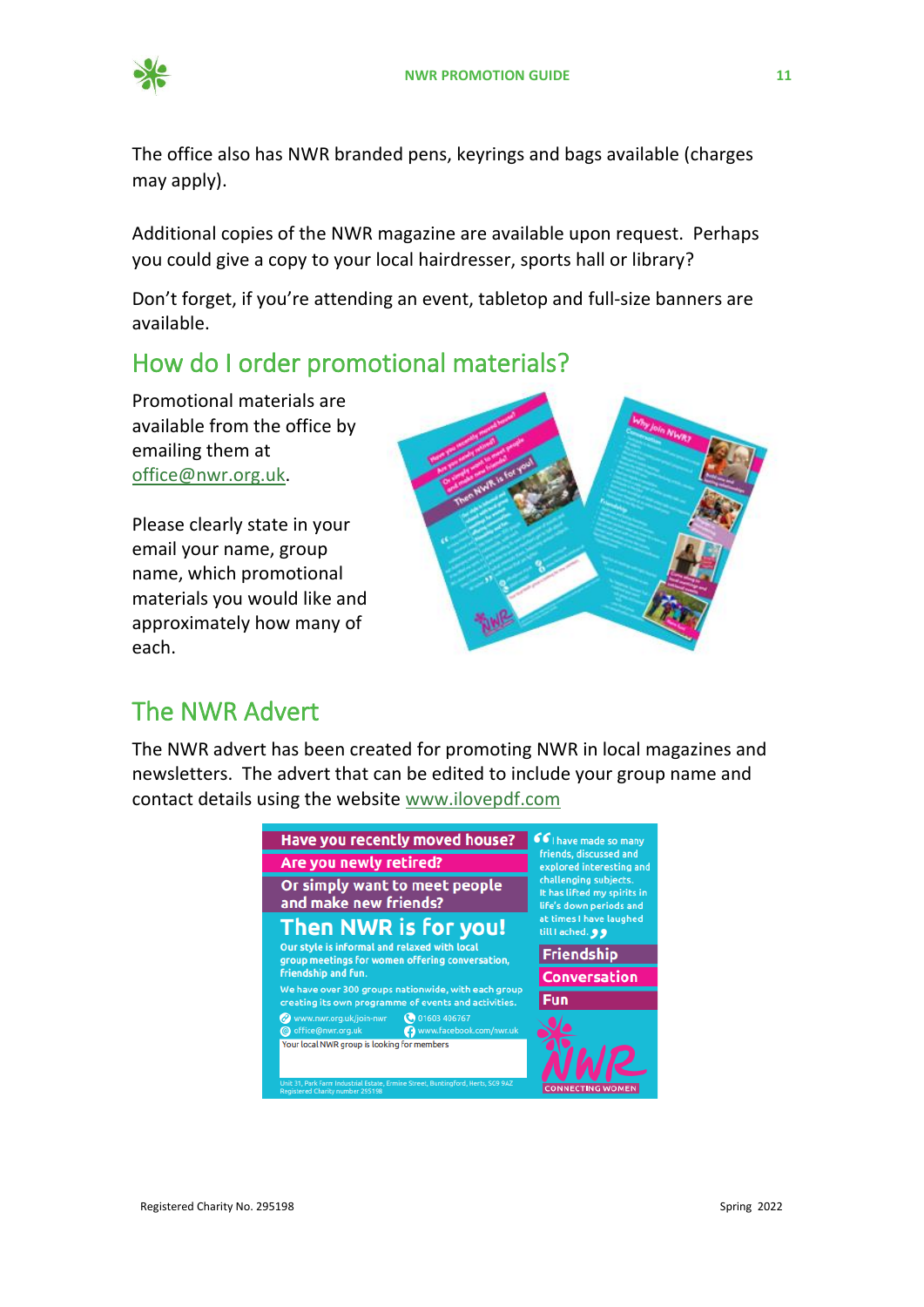The office also has NWR branded pens, keyrings and bags available (charges may apply).

Additional copies of the NWR magazine are available upon request. Perhaps you could give a copy to your local hairdresser, sports hall or library?

Don't forget, if you're attending an event, tabletop and full-size banners are available.

## How do I order promotional materials?

Promotional materials are available from the office by emailing them at [office@nwr.org.uk](mailto:office@nwr.org.uk).

Please clearly state in your email your name, group name, which promotional materials you would like and approximately how many of each.

## The NWR Advert

The NWR advert has been created for promoting NWR in local magazines and newsletters. The advert that can be edited to include your group name and contact details using the website [www.ilovepdf.com](http://www.ilovepdf.com)

**Have you recently moved house?**
**Are you newly retired?**
**Or simply want to meet people and make new friends?**

**Then NWR is for you!**

Our style is informal and relaxed with local group meetings for women offering conversation, friendship and fun.

We have over 300 groups nationwide, with each group creating its own programme of events and activities.

www.nwr.org.uk/join-nwr 01603 406767
office@nwr.org.uk www.facebook.com/nwr.uk

Your local NWR group is looking for members

Unit 31, Park Farm Industrial Estate, Ermine Street, Buntingford, Herts, SG9 9AZ
Registered Charity number 295198

"I have made so many friends, discussed and explored interesting and challenging subjects. It has lifted my spirits in life's down periods and at times I have laughed till I ached."

**Friendship**
**Conversation**
**Fun**

NWR CONNECTING WOMEN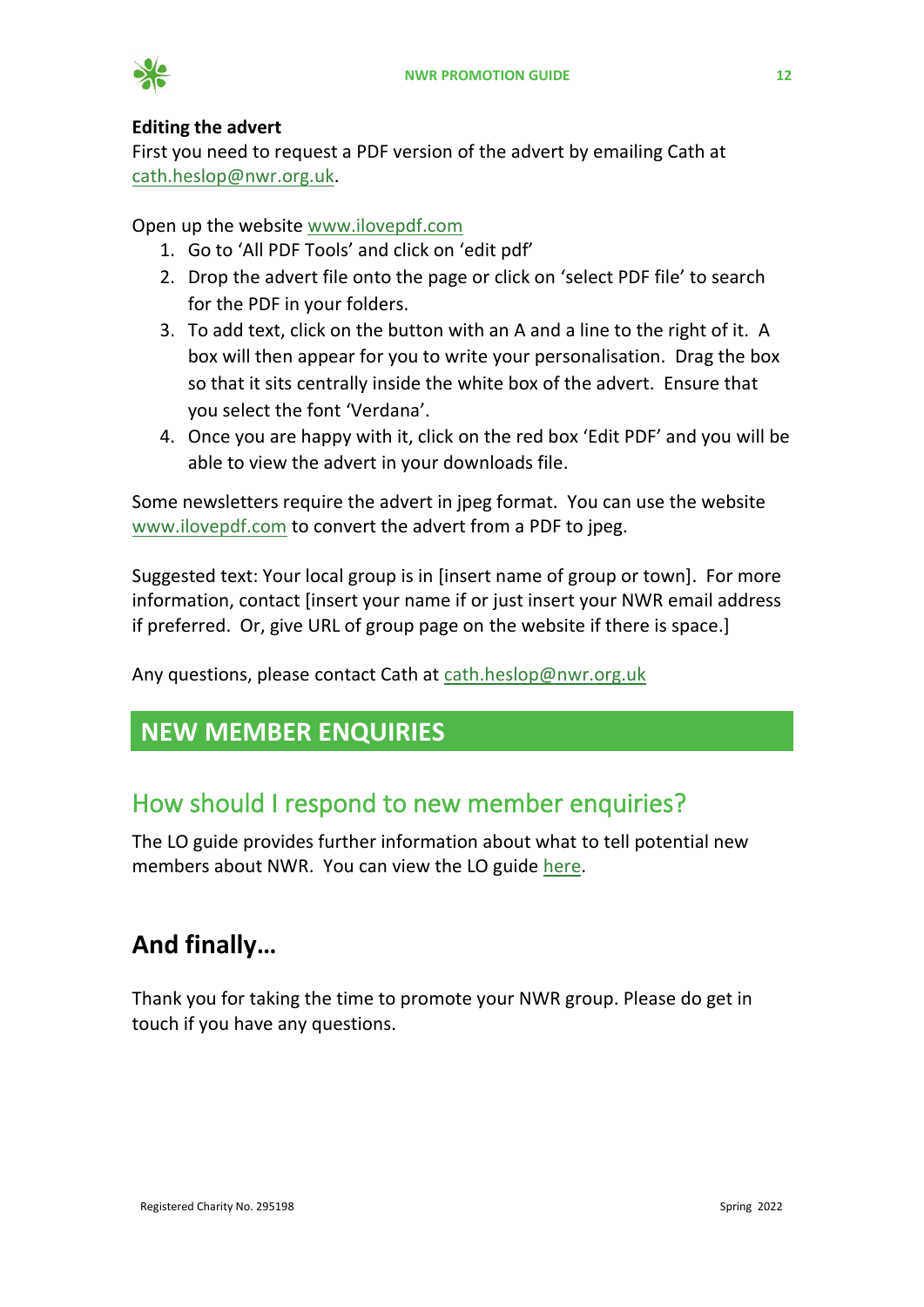**Editing the advert**

First you need to request a PDF version of the advert by emailing Cath at cath.heslop@nwr.org.uk.

Open up the website www.ilovepdf.com

1. Go to 'All PDF Tools' and click on 'edit pdf'
2. Drop the advert file onto the page or click on 'select PDF file' to search for the PDF in your folders.
3. To add text, click on the button with an A and a line to the right of it. A box will then appear for you to write your personalisation. Drag the box so that it sits centrally inside the white box of the advert. Ensure that you select the font 'Verdana'.
4. Once you are happy with it, click on the red box 'Edit PDF' and you will be able to view the advert in your downloads file.

Some newsletters require the advert in jpeg format. You can use the website www.ilovepdf.com to convert the advert from a PDF to jpeg.

Suggested text: Your local group is in [insert name of group or town]. For more information, contact [insert your name if or just insert your NWR email address if preferred. Or, give URL of group page on the website if there is space.]

Any questions, please contact Cath at cath.heslop@nwr.org.uk

# NEW MEMBER ENQUIRIES

## How should I respond to new member enquiries?

The LO guide provides further information about what to tell potential new members about NWR. You can view the LO guide here.

## And finally…

Thank you for taking the time to promote your NWR group. Please do get in touch if you have any questions.

Registered Charity No. 295198

Spring 2022